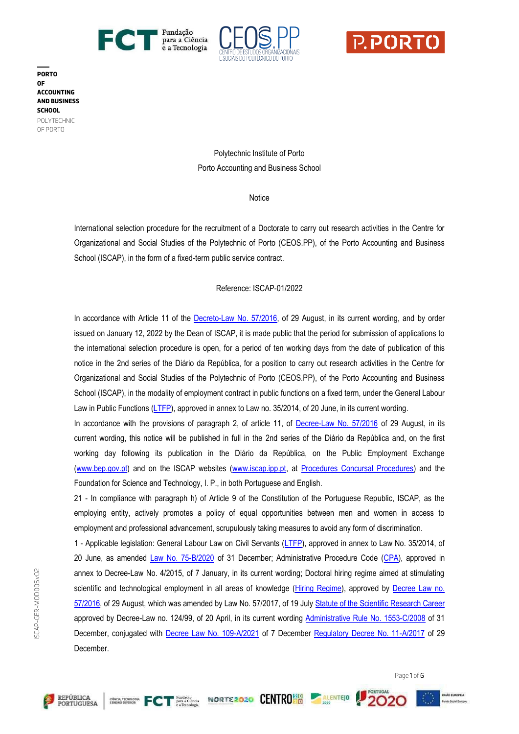PORTO OF ACCOUNTING AND BUSINESS SCHOOL
POLYTECHNIC OF PORTO

Polytechnic Institute of Porto
Porto Accounting and Business School

Notice

International selection procedure for the recruitment of a Doctorate to carry out research activities in the Centre for Organizational and Social Studies of the Polytechnic of Porto (CEOS.PP), of the Porto Accounting and Business School (ISCAP), in the form of a fixed-term public service contract.

Reference: ISCAP-01/2022

In accordance with Article 11 of the Decreto-Law No. 57/2016, of 29 August, in its current wording, and by order issued on January 12, 2022 by the Dean of ISCAP, it is made public that the period for submission of applications to the international selection procedure is open, for a period of ten working days from the date of publication of this notice in the 2nd series of the Diário da República, for a position to carry out research activities in the Centre for Organizational and Social Studies of the Polytechnic of Porto (CEOS.PP), of the Porto Accounting and Business School (ISCAP), in the modality of employment contract in public functions on a fixed term, under the General Labour Law in Public Functions (LTFP), approved in annex to Law no. 35/2014, of 20 June, in its current wording.

In accordance with the provisions of paragraph 2, of article 11, of Decree-Law No. 57/2016 of 29 August, in its current wording, this notice will be published in full in the 2nd series of the Diário da República and, on the first working day following its publication in the Diário da República, on the Public Employment Exchange (www.bep.gov.pt) and on the ISCAP websites (www.iscap.ipp.pt, at Procedures Concursal Procedures) and the Foundation for Science and Technology, I. P., in both Portuguese and English.

21 - In compliance with paragraph h) of Article 9 of the Constitution of the Portuguese Republic, ISCAP, as the employing entity, actively promotes a policy of equal opportunities between men and women in access to employment and professional advancement, scrupulously taking measures to avoid any form of discrimination.

1 - Applicable legislation: General Labour Law on Civil Servants (LTFP), approved in annex to Law No. 35/2014, of 20 June, as amended Law No. 75-B/2020 of 31 December; Administrative Procedure Code (CPA), approved in annex to Decree-Law No. 4/2015, of 7 January, in its current wording; Doctoral hiring regime aimed at stimulating scientific and technological employment in all areas of knowledge (Hiring Regime), approved by Decree Law no. 57/2016, of 29 August, which was amended by Law No. 57/2017, of 19 July Statute of the Scientific Research Career approved by Decree-Law no. 124/99, of 20 April, in its current wording Administrative Rule No. 1553-C/2008 of 31 December, conjugated with Decree Law No. 109-A/2021 of 7 December Regulatory Decree No. 11-A/2017 of 29 December.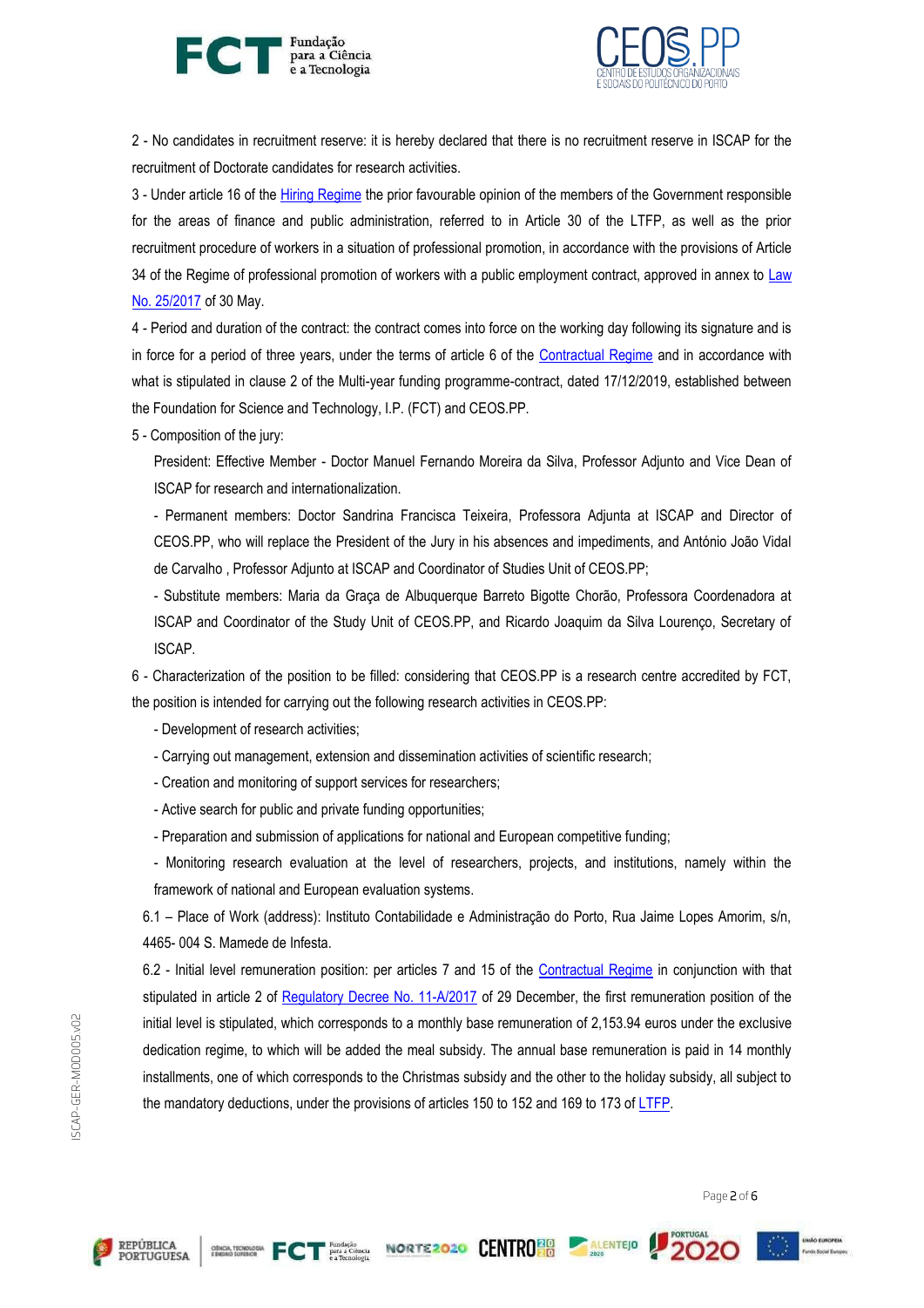2 - No candidates in recruitment reserve: it is hereby declared that there is no recruitment reserve in ISCAP for the recruitment of Doctorate candidates for research activities.

3 - Under article 16 of the Hiring Regime the prior favourable opinion of the members of the Government responsible for the areas of finance and public administration, referred to in Article 30 of the LTFP, as well as the prior recruitment procedure of workers in a situation of professional promotion, in accordance with the provisions of Article 34 of the Regime of professional promotion of workers with a public employment contract, approved in annex to Law No. 25/2017 of 30 May.

4 - Period and duration of the contract: the contract comes into force on the working day following its signature and is in force for a period of three years, under the terms of article 6 of the Contractual Regime and in accordance with what is stipulated in clause 2 of the Multi-year funding programme-contract, dated 17/12/2019, established between the Foundation for Science and Technology, I.P. (FCT) and CEOS.PP.

5 - Composition of the jury:

President: Effective Member - Doctor Manuel Fernando Moreira da Silva, Professor Adjunto and Vice Dean of ISCAP for research and internationalization.

- Permanent members: Doctor Sandrina Francisca Teixeira, Professora Adjunta at ISCAP and Director of CEOS.PP, who will replace the President of the Jury in his absences and impediments, and António João Vidal de Carvalho , Professor Adjunto at ISCAP and Coordinator of Studies Unit of CEOS.PP;

- Substitute members: Maria da Graça de Albuquerque Barreto Bigotte Chorão, Professora Coordenadora at ISCAP and Coordinator of the Study Unit of CEOS.PP, and Ricardo Joaquim da Silva Lourenço, Secretary of ISCAP.

6 - Characterization of the position to be filled: considering that CEOS.PP is a research centre accredited by FCT, the position is intended for carrying out the following research activities in CEOS.PP:

- Development of research activities;
- Carrying out management, extension and dissemination activities of scientific research;
- Creation and monitoring of support services for researchers;
- Active search for public and private funding opportunities;
- Preparation and submission of applications for national and European competitive funding;
- Monitoring research evaluation at the level of researchers, projects, and institutions, namely within the framework of national and European evaluation systems.

6.1 – Place of Work (address): Instituto Contabilidade e Administração do Porto, Rua Jaime Lopes Amorim, s/n, 4465- 004 S. Mamede de Infesta.

6.2 - Initial level remuneration position: per articles 7 and 15 of the Contractual Regime in conjunction with that stipulated in article 2 of Regulatory Decree No. 11-A/2017 of 29 December, the first remuneration position of the initial level is stipulated, which corresponds to a monthly base remuneration of 2,153.94 euros under the exclusive dedication regime, to which will be added the meal subsidy. The annual base remuneration is paid in 14 monthly installments, one of which corresponds to the Christmas subsidy and the other to the holiday subsidy, all subject to the mandatory deductions, under the provisions of articles 150 to 152 and 169 to 173 of LTFP.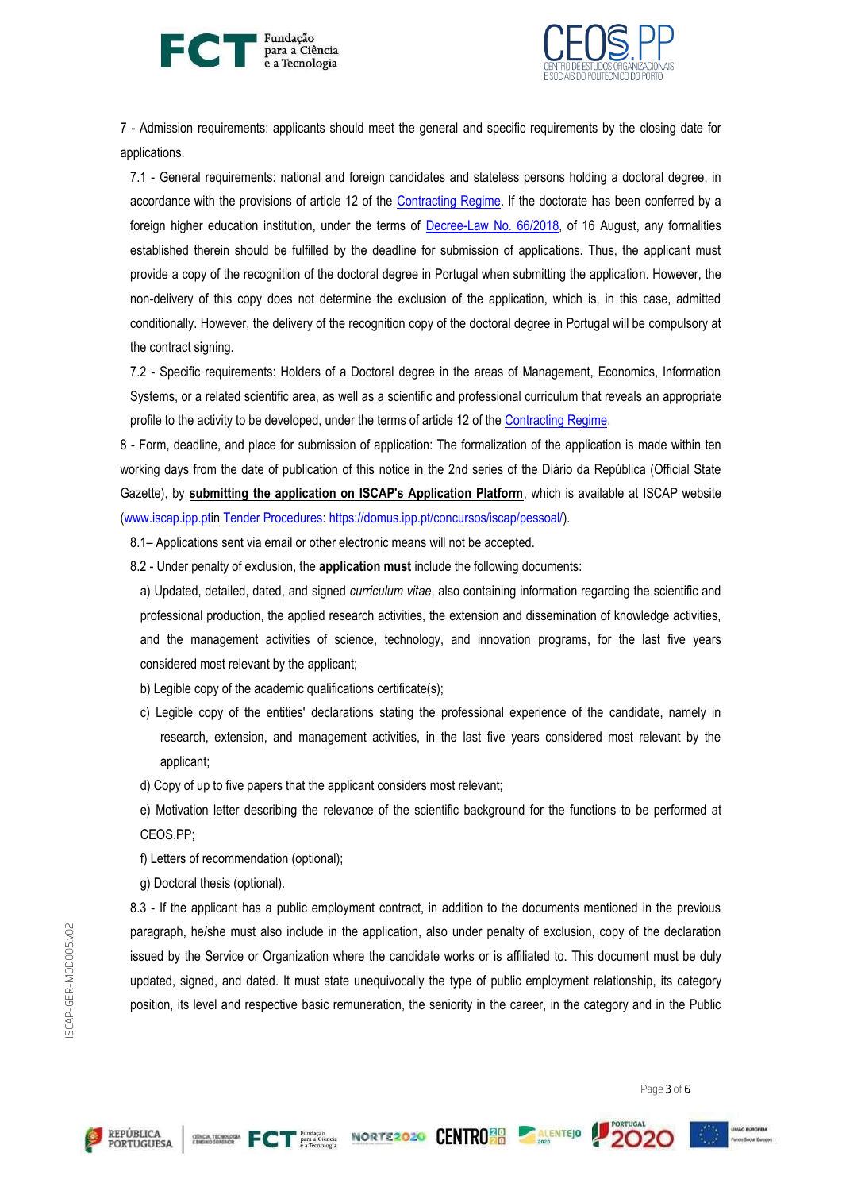7 - Admission requirements: applicants should meet the general and specific requirements by the closing date for applications.

7.1 - General requirements: national and foreign candidates and stateless persons holding a doctoral degree, in accordance with the provisions of article 12 of the Contracting Regime. If the doctorate has been conferred by a foreign higher education institution, under the terms of Decree-Law No. 66/2018, of 16 August, any formalities established therein should be fulfilled by the deadline for submission of applications. Thus, the applicant must provide a copy of the recognition of the doctoral degree in Portugal when submitting the application. However, the non-delivery of this copy does not determine the exclusion of the application, which is, in this case, admitted conditionally. However, the delivery of the recognition copy of the doctoral degree in Portugal will be compulsory at the contract signing.

7.2 - Specific requirements: Holders of a Doctoral degree in the areas of Management, Economics, Information Systems, or a related scientific area, as well as a scientific and professional curriculum that reveals an appropriate profile to the activity to be developed, under the terms of article 12 of the Contracting Regime.

8 - Form, deadline, and place for submission of application: The formalization of the application is made within ten working days from the date of publication of this notice in the 2nd series of the Diário da República (Official State Gazette), by **submitting the application on ISCAP's Application Platform**, which is available at ISCAP website (www.iscap.ipp.ptin Tender Procedures: https://domus.ipp.pt/concursos/iscap/pessoal/).

8.1– Applications sent via email or other electronic means will not be accepted.

8.2 - Under penalty of exclusion, the **application must** include the following documents:

a) Updated, detailed, dated, and signed *curriculum vitae*, also containing information regarding the scientific and professional production, the applied research activities, the extension and dissemination of knowledge activities, and the management activities of science, technology, and innovation programs, for the last five years considered most relevant by the applicant;

b) Legible copy of the academic qualifications certificate(s);

c) Legible copy of the entities' declarations stating the professional experience of the candidate, namely in research, extension, and management activities, in the last five years considered most relevant by the applicant;

d) Copy of up to five papers that the applicant considers most relevant;

e) Motivation letter describing the relevance of the scientific background for the functions to be performed at CEOS.PP;

f) Letters of recommendation (optional);

g) Doctoral thesis (optional).

8.3 - If the applicant has a public employment contract, in addition to the documents mentioned in the previous paragraph, he/she must also include in the application, also under penalty of exclusion, copy of the declaration issued by the Service or Organization where the candidate works or is affiliated to. This document must be duly updated, signed, and dated. It must state unequivocally the type of public employment relationship, its category position, its level and respective basic remuneration, the seniority in the career, in the category and in the Public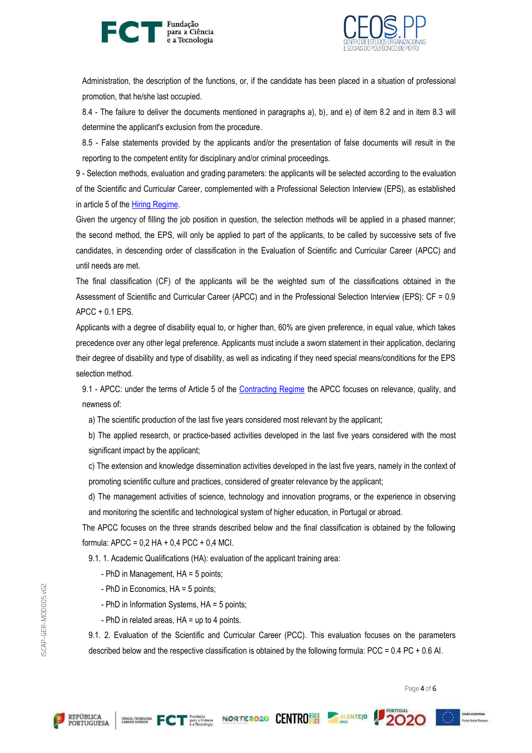Administration, the description of the functions, or, if the candidate has been placed in a situation of professional promotion, that he/she last occupied.

8.4 - The failure to deliver the documents mentioned in paragraphs a), b), and e) of item 8.2 and in item 8.3 will determine the applicant's exclusion from the procedure.

8.5 - False statements provided by the applicants and/or the presentation of false documents will result in the reporting to the competent entity for disciplinary and/or criminal proceedings.

9 - Selection methods, evaluation and grading parameters: the applicants will be selected according to the evaluation of the Scientific and Curricular Career, complemented with a Professional Selection Interview (EPS), as established in article 5 of the Hiring Regime.

Given the urgency of filling the job position in question, the selection methods will be applied in a phased manner; the second method, the EPS, will only be applied to part of the applicants, to be called by successive sets of five candidates, in descending order of classification in the Evaluation of Scientific and Curricular Career (APCC) and until needs are met.

The final classification (CF) of the applicants will be the weighted sum of the classifications obtained in the Assessment of Scientific and Curricular Career (APCC) and in the Professional Selection Interview (EPS): CF = 0.9 APCC + 0.1 EPS.

Applicants with a degree of disability equal to, or higher than, 60% are given preference, in equal value, which takes precedence over any other legal preference. Applicants must include a sworn statement in their application, declaring their degree of disability and type of disability, as well as indicating if they need special means/conditions for the EPS selection method.

9.1 - APCC: under the terms of Article 5 of the Contracting Regime the APCC focuses on relevance, quality, and newness of:

a) The scientific production of the last five years considered most relevant by the applicant;

b) The applied research, or practice-based activities developed in the last five years considered with the most significant impact by the applicant;

c) The extension and knowledge dissemination activities developed in the last five years, namely in the context of promoting scientific culture and practices, considered of greater relevance by the applicant;

d) The management activities of science, technology and innovation programs, or the experience in observing and monitoring the scientific and technological system of higher education, in Portugal or abroad.

The APCC focuses on the three strands described below and the final classification is obtained by the following formula: APCC = 0,2 HA + 0,4 PCC + 0,4 MCI.

9.1. 1. Academic Qualifications (HA): evaluation of the applicant training area:

- PhD in Management, HA = 5 points;
- PhD in Economics, HA = 5 points;
- PhD in Information Systems, HA = 5 points;
- PhD in related areas, HA = up to 4 points.

9.1. 2. Evaluation of the Scientific and Curricular Career (PCC). This evaluation focuses on the parameters described below and the respective classification is obtained by the following formula: PCC = 0.4 PC + 0.6 AI.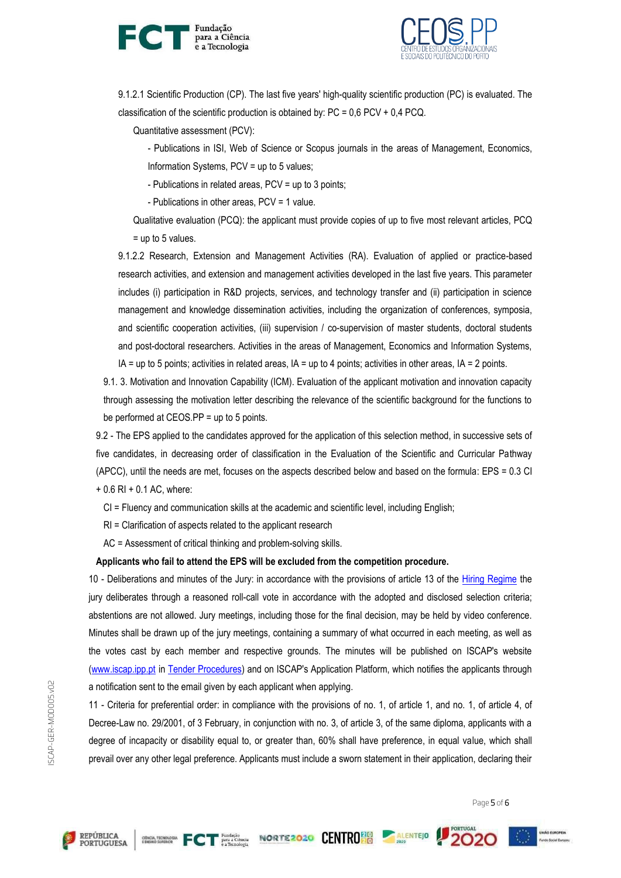9.1.2.1 Scientific Production (CP). The last five years' high-quality scientific production (PC) is evaluated. The classification of the scientific production is obtained by: PC = 0,6 PCV + 0,4 PCQ.

Quantitative assessment (PCV):

- Publications in ISI, Web of Science or Scopus journals in the areas of Management, Economics, Information Systems, PCV = up to 5 values;
- Publications in related areas, PCV = up to 3 points;
- Publications in other areas, PCV = 1 value.

Qualitative evaluation (PCQ): the applicant must provide copies of up to five most relevant articles, PCQ = up to 5 values.

9.1.2.2 Research, Extension and Management Activities (RA). Evaluation of applied or practice-based research activities, and extension and management activities developed in the last five years. This parameter includes (i) participation in R&D projects, services, and technology transfer and (ii) participation in science management and knowledge dissemination activities, including the organization of conferences, symposia, and scientific cooperation activities, (iii) supervision / co-supervision of master students, doctoral students and post-doctoral researchers. Activities in the areas of Management, Economics and Information Systems, IA = up to 5 points; activities in related areas, IA = up to 4 points; activities in other areas, IA = 2 points.

9.1. 3. Motivation and Innovation Capability (ICM). Evaluation of the applicant motivation and innovation capacity through assessing the motivation letter describing the relevance of the scientific background for the functions to be performed at CEOS.PP = up to 5 points.

9.2 - The EPS applied to the candidates approved for the application of this selection method, in successive sets of five candidates, in decreasing order of classification in the Evaluation of the Scientific and Curricular Pathway (APCC), until the needs are met, focuses on the aspects described below and based on the formula: EPS = 0.3 CI + 0.6 RI + 0.1 AC, where:

CI = Fluency and communication skills at the academic and scientific level, including English;

RI = Clarification of aspects related to the applicant research

AC = Assessment of critical thinking and problem-solving skills.

**Applicants who fail to attend the EPS will be excluded from the competition procedure.**

10 - Deliberations and minutes of the Jury: in accordance with the provisions of article 13 of the Hiring Regime the jury deliberates through a reasoned roll-call vote in accordance with the adopted and disclosed selection criteria; abstentions are not allowed. Jury meetings, including those for the final decision, may be held by video conference. Minutes shall be drawn up of the jury meetings, containing a summary of what occurred in each meeting, as well as the votes cast by each member and respective grounds. The minutes will be published on ISCAP's website (www.iscap.ipp.pt in Tender Procedures) and on ISCAP's Application Platform, which notifies the applicants through a notification sent to the email given by each applicant when applying.

11 - Criteria for preferential order: in compliance with the provisions of no. 1, of article 1, and no. 1, of article 4, of Decree-Law no. 29/2001, of 3 February, in conjunction with no. 3, of article 3, of the same diploma, applicants with a degree of incapacity or disability equal to, or greater than, 60% shall have preference, in equal value, which shall prevail over any other legal preference. Applicants must include a sworn statement in their application, declaring their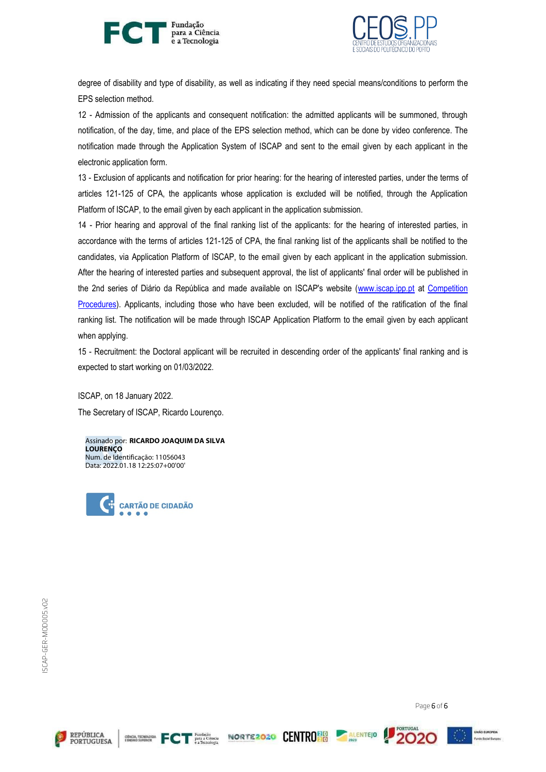degree of disability and type of disability, as well as indicating if they need special means/conditions to perform the EPS selection method.

12 - Admission of the applicants and consequent notification: the admitted applicants will be summoned, through notification, of the day, time, and place of the EPS selection method, which can be done by video conference. The notification made through the Application System of ISCAP and sent to the email given by each applicant in the electronic application form.

13 - Exclusion of applicants and notification for prior hearing: for the hearing of interested parties, under the terms of articles 121-125 of CPA, the applicants whose application is excluded will be notified, through the Application Platform of ISCAP, to the email given by each applicant in the application submission.

14 - Prior hearing and approval of the final ranking list of the applicants: for the hearing of interested parties, in accordance with the terms of articles 121-125 of CPA, the final ranking list of the applicants shall be notified to the candidates, via Application Platform of ISCAP, to the email given by each applicant in the application submission. After the hearing of interested parties and subsequent approval, the list of applicants' final order will be published in the 2nd series of Diário da República and made available on ISCAP's website (www.iscap.ipp.pt at Competition Procedures). Applicants, including those who have been excluded, will be notified of the ratification of the final ranking list. The notification will be made through ISCAP Application Platform to the email given by each applicant when applying.

15 - Recruitment: the Doctoral applicant will be recruited in descending order of the applicants' final ranking and is expected to start working on 01/03/2022.

ISCAP, on 18 January 2022.

The Secretary of ISCAP, Ricardo Lourenço.

Assinado por: **RICARDO JOAQUIM DA SILVA LOURENÇO**
Num. de Identificação: 11056043
Data: 2022.01.18 12:25:07+00'00'

CARTÃO DE CIDADÃO